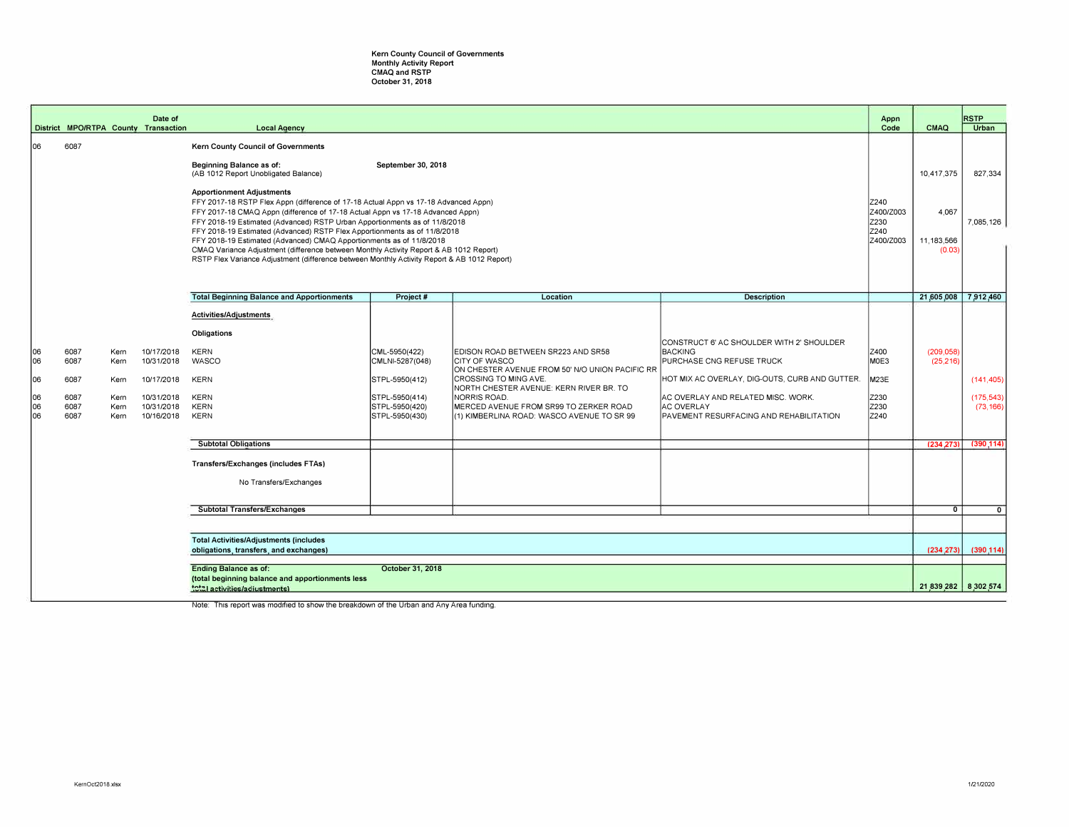**Kern County Council of Governments**
**Monthly Activity Report**
**CMAQ and RSTP**
**October 31, 2018**

| District | MPO/RTPA | County | Date of Transaction | Local Agency | Project # | Location | Description | Appn Code | CMAQ | RSTP Urban |
|---|---|---|---|---|---|---|---|---|---|---|
| 06 | 6087 | | | **Kern County Council of Governments** | | | | | | |
| | | | | **Beginning Balance as of:** September 30, 2018 (AB 1012 Report Unobligated Balance) | | | | | 10,417,375 | 827,334 |
| | | | | **Apportionment Adjustments** | | | | | | |
| | | | | FFY 2017-18 RSTP Flex Appn (difference of 17-18 Actual Appn vs 17-18 Advanced Appn) | | | | Z240 | | |
| | | | | FFY 2017-18 CMAQ Appn (difference of 17-18 Actual Appn vs 17-18 Advanced Appn) | | | | Z400/Z003 | 4,067 | |
| | | | | FFY 2018-19 Estimated (Advanced) RSTP Urban Apportionments as of 11/8/2018 | | | | Z230 | | 7,085,126 |
| | | | | FFY 2018-19 Estimated (Advanced) RSTP Flex Apportionments as of 11/8/2018 | | | | Z240 | | |
| | | | | FFY 2018-19 Estimated (Advanced) CMAQ Apportionments as of 11/8/2018 | | | | Z400/Z003 | 11,183,566 | |
| | | | | CMAQ Variance Adjustment (difference between Monthly Activity Report & AB 1012 Report) | | | | | (0.03) | |
| | | | | RSTP Flex Variance Adjustment (difference between Monthly Activity Report & AB 1012 Report) | | | | | | |
| | | | | **Total Beginning Balance and Apportionments** | **Project #** | **Location** | **Description** | | **21,605,008** | **7,912,460** |
| | | | | **Activities/Adjustments** | | | | | | |
| | | | | **Obligations** | | | | | | |
| 06 | 6087 | Kern | 10/17/2018 | KERN | CML-5950(422) | EDISON ROAD BETWEEN SR223 AND SR58 | CONSTRUCT 6' AC SHOULDER WITH 2' SHOULDER BACKING | Z400 | (209,058) | |
| 06 | 6087 | Kern | 10/31/2018 | WASCO | CMLNI-5287(048) | CITY OF WASCO | PURCHASE CNG REFUSE TRUCK | M0E3 | (25,216) | |
| 06 | 6087 | Kern | 10/17/2018 | KERN | STPL-5950(412) | ON CHESTER AVENUE FROM 50' N/O UNION PACIFIC RR CROSSING TO MING AVE. | HOT MIX AC OVERLAY, DIG-OUTS, CURB AND GUTTER. | M23E | | (141,405) |
| 06 | 6087 | Kern | 10/31/2018 | KERN | STPL-5950(414) | NORTH CHESTER AVENUE: KERN RIVER BR. TO NORRIS ROAD. | AC OVERLAY AND RELATED MISC. WORK. | Z230 | | (175,543) |
| 06 | 6087 | Kern | 10/31/2018 | KERN | STPL-5950(420) | MERCED AVENUE FROM SR99 TO ZERKER ROAD | AC OVERLAY | Z230 | | (73,166) |
| 06 | 6087 | Kern | 10/16/2018 | KERN | STPL-5950(430) | (1) KIMBERLINA ROAD: WASCO AVENUE TO SR 99 | PAVEMENT RESURFACING AND REHABILITATION | Z240 | | |
| | | | | **Subtotal Obligations** | | | | | **(234,273)** | **(390,114)** |
| | | | | **Transfers/Exchanges (includes FTAs)** | | | | | | |
| | | | | No Transfers/Exchanges | | | | | | |
| | | | | **Subtotal Transfers/Exchanges** | | | | | **0** | **0** |
| | | | | **Total Activities/Adjustments (includes obligations, transfers, and exchanges)** | | | | | **(234,273)** | **(390,114)** |
| | | | | **Ending Balance as of:** October 31, 2018 **(total beginning balance and apportionments less total activities/adjustments)** | | | | | **21,839,282** | **8,302,574** |

Note: This report was modified to show the breakdown of the Urban and Any Area funding.

KernOct2018.xlsx 1/21/2020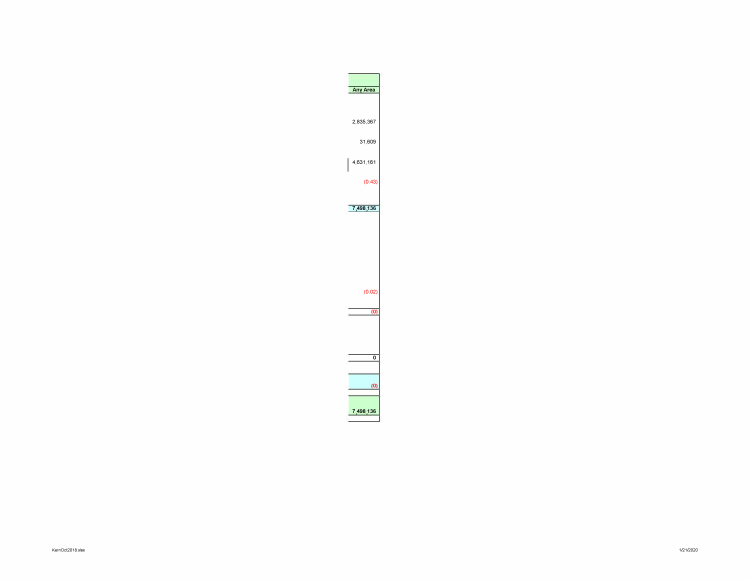| Any Area |
| --- |
| 2,835,367 |
| 31,609 |
| 4,631,161 |
| (0.43) |
| **7,498,136** |
| (0.02) |
| **(0)** |
| **0** |
| **(0)** |
| **7,498,136** |